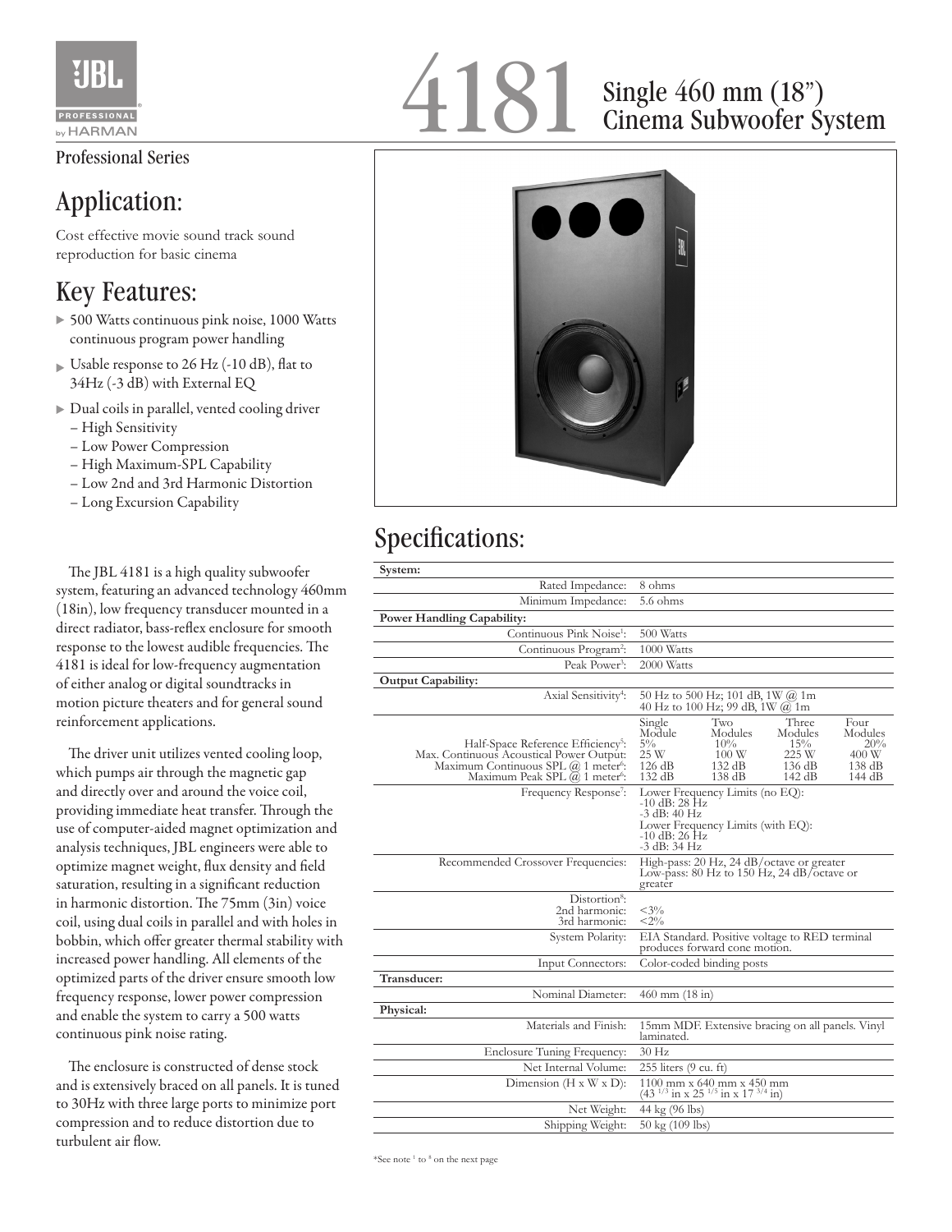JBL PROFESSIONAL by HARMAN

# 4181 Single 460 mm (18") Cinema Subwoofer System

Professional Series

## Application:

Cost effective movie sound track sound reproduction for basic cinema

## Key Features:

- 500 Watts continuous pink noise, 1000 Watts continuous program power handling
- Usable response to 26 Hz (-10 dB), flat to 34Hz (-3 dB) with External EQ
- Dual coils in parallel, vented cooling driver
  - High Sensitivity
  - Low Power Compression
  - High Maximum-SPL Capability
  - Low 2nd and 3rd Harmonic Distortion
  - Long Excursion Capability

The JBL 4181 is a high quality subwoofer system, featuring an advanced technology 460mm (18in), low frequency transducer mounted in a direct radiator, bass-reflex enclosure for smooth response to the lowest audible frequencies. The 4181 is ideal for low-frequency augmentation of either analog or digital soundtracks in motion picture theaters and for general sound reinforcement applications.

The driver unit utilizes vented cooling loop, which pumps air through the magnetic gap and directly over and around the voice coil, providing immediate heat transfer. Through the use of computer-aided magnet optimization and analysis techniques, JBL engineers were able to optimize magnet weight, flux density and field saturation, resulting in a significant reduction in harmonic distortion. The 75mm (3in) voice coil, using dual coils in parallel and with holes in bobbin, which offer greater thermal stability with increased power handling. All elements of the optimized parts of the driver ensure smooth low frequency response, lower power compression and enable the system to carry a 500 watts continuous pink noise rating.

The enclosure is constructed of dense stock and is extensively braced on all panels. It is tuned to 30Hz with three large ports to minimize port compression and to reduce distortion due to turbulent air flow.

## Specifications:

| | | | | |
|---|---|---|---|---|
| **System:** | | | | |
| Rated Impedance: | 8 ohms | | | |
| Minimum Impedance: | 5.6 ohms | | | |
| **Power Handling Capability:** | | | | |
| Continuous Pink Noise[1]: | 500 Watts | | | |
| Continuous Program[2]: | 1000 Watts | | | |
| Peak Power[3]: | 2000 Watts | | | |
| **Output Capability:** | | | | |
| Axial Sensitivity[4]: | 50 Hz to 500 Hz; 101 dB, 1W @ 1m<br>40 Hz to 100 Hz; 99 dB, 1W @ 1m | | | |
| | Single Module | Two Modules | Three Modules | Four Modules |
| Half-Space Reference Efficiency[5]: | 5% | 10% | 15% | 20% |
| Max. Continuous Acoustical Power Output: | 25 W | 100 W | 225 W | 400 W |
| Maximum Continuous SPL @ 1 meter[6]: | 126 dB | 132 dB | 136 dB | 138 dB |
| Maximum Peak SPL @ 1 meter[6]: | 132 dB | 138 dB | 142 dB | 144 dB |
| Frequency Response[7]: | Lower Frequency Limits (no EQ):<br>-10 dB: 28 Hz<br>-3 dB: 40 Hz<br>Lower Frequency Limits (with EQ):<br>-10 dB: 26 Hz<br>-3 dB: 34 Hz | | | |
| Recommended Crossover Frequencies: | High-pass: 20 Hz, 24 dB/octave or greater<br>Low-pass: 80 Hz to 150 Hz, 24 dB/octave or greater | | | |
| Distortion[8]:<br>2nd harmonic:<br>3rd harmonic: | <br><3%<br><2% | | | |
| System Polarity: | EIA Standard. Positive voltage to RED terminal produces forward cone motion. | | | |
| Input Connectors: | Color-coded binding posts | | | |
| **Transducer:** | | | | |
| Nominal Diameter: | 460 mm (18 in) | | | |
| **Physical:** | | | | |
| Materials and Finish: | 15mm MDF. Extensive bracing on all panels. Vinyl laminated. | | | |
| Enclosure Tuning Frequency: | 30 Hz | | | |
| Net Internal Volume: | 255 liters (9 cu. ft) | | | |
| Dimension (H x W x D): | 1100 mm x 640 mm x 450 mm<br>(43 1/3 in x 25 1/5 in x 17 3/4 in) | | | |
| Net Weight: | 44 kg (96 lbs) | | | |
| Shipping Weight: | 50 kg (109 lbs) | | | |

*See note [1] to [8] on the next page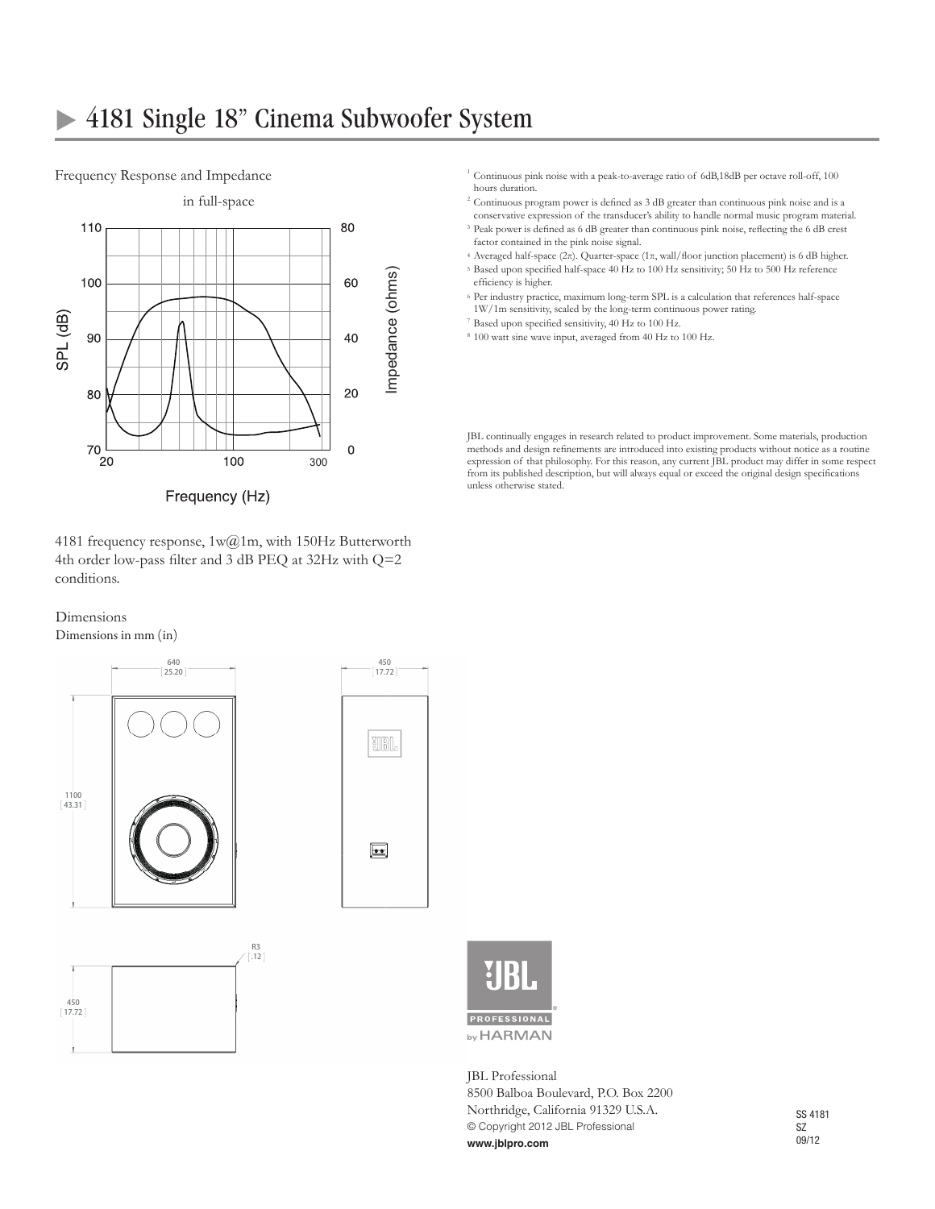# 4181 Single 18" Cinema Subwoofer System

## Frequency Response and Impedance

in full-space

110
100
90
80
70
SPL (dB)
80
60
40
20
0
Impedance (ohms)
20
100
300
Frequency (Hz)

4181 frequency response, 1w@1m, with 150Hz Butterworth 4th order low-pass filter and 3 dB PEQ at 32Hz with Q=2 conditions.

## Dimensions

Dimensions in mm (in)

640 [25.20]

450 [17.72]

1100 [43.31]

R3 [.12]

450 [17.72]

[1] Continuous pink noise with a peak-to-average ratio of 6dB,18dB per octave roll-off, 100 hours duration.

[2] Continuous program power is defined as 3 dB greater than continuous pink noise and is a conservative expression of the transducer's ability to handle normal music program material.

[3] Peak power is defined as 6 dB greater than continuous pink noise, reflecting the 6 dB crest factor contained in the pink noise signal.

[4] Averaged half-space (2π). Quarter-space (1π, wall/floor junction placement) is 6 dB higher.

[5] Based upon specified half-space 40 Hz to 100 Hz sensitivity; 50 Hz to 500 Hz reference efficiency is higher.

[6] Per industry practice, maximum long-term SPL is a calculation that references half-space 1W/1m sensitivity, scaled by the long-term continuous power rating.

[7] Based upon specified sensitivity, 40 Hz to 100 Hz.

[8] 100 watt sine wave input, averaged from 40 Hz to 100 Hz.

JBL continually engages in research related to product improvement. Some materials, production methods and design refinements are introduced into existing products without notice as a routine expression of that philosophy. For this reason, any current JBL product may differ in some respect from its published description, but will always equal or exceed the original design specifications unless otherwise stated.

JBL Professional
8500 Balboa Boulevard, P.O. Box 2200
Northridge, California 91329 U.S.A.
© Copyright 2012 JBL Professional
**www.jblpro.com**

SS 4181
SZ
09/12